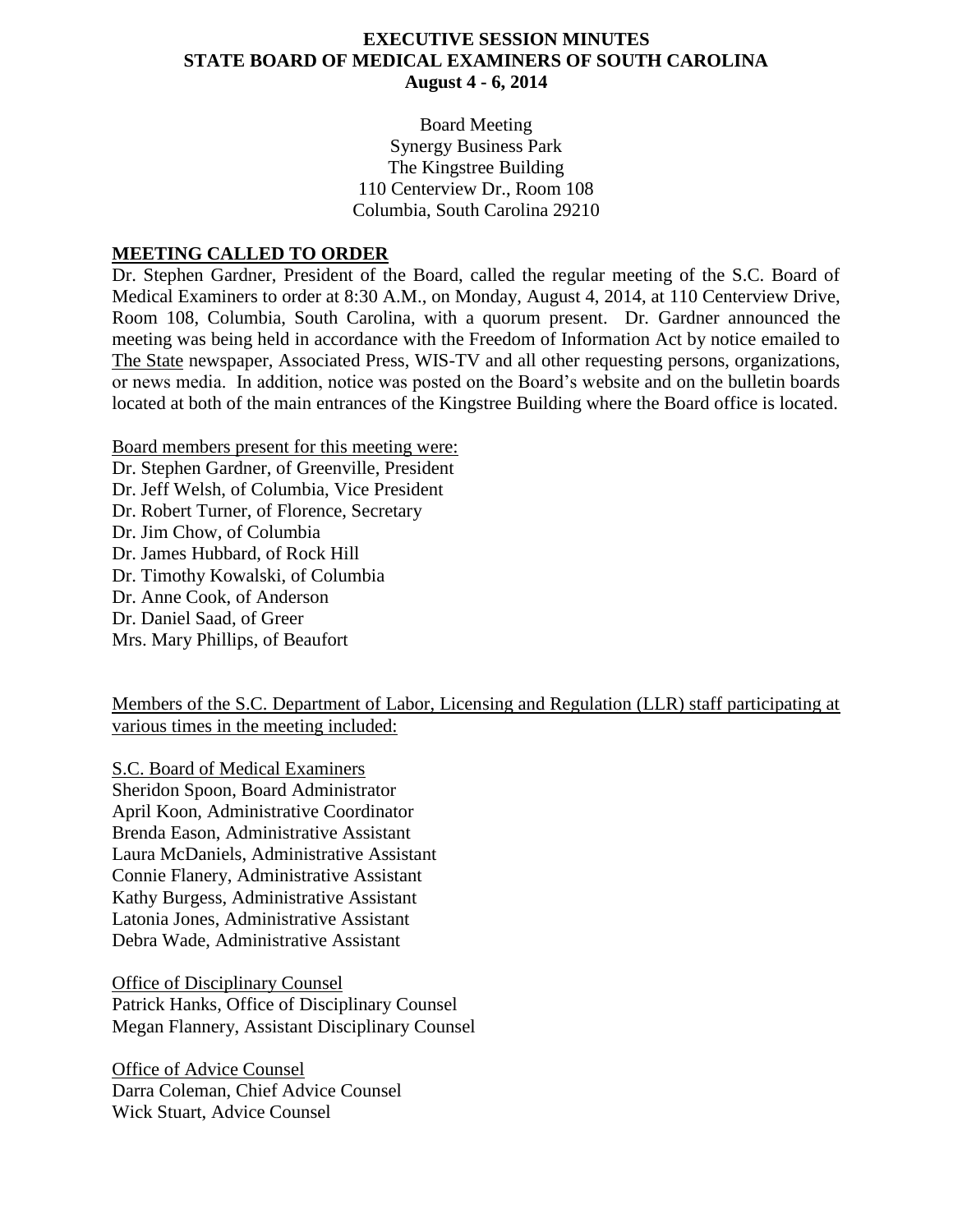# EXECUTIVE SESSION MINUTES
# STATE BOARD OF MEDICAL EXAMINERS OF SOUTH CAROLINA
## August 4 - 6, 2014

Board Meeting
Synergy Business Park
The Kingstree Building
110 Centerview Dr., Room 108
Columbia, South Carolina 29210

**MEETING CALLED TO ORDER**

Dr. Stephen Gardner, President of the Board, called the regular meeting of the S.C. Board of Medical Examiners to order at 8:30 A.M., on Monday, August 4, 2014, at 110 Centerview Drive, Room 108, Columbia, South Carolina, with a quorum present. Dr. Gardner announced the meeting was being held in accordance with the Freedom of Information Act by notice emailed to The State newspaper, Associated Press, WIS-TV and all other requesting persons, organizations, or news media. In addition, notice was posted on the Board's website and on the bulletin boards located at both of the main entrances of the Kingstree Building where the Board office is located.

Board members present for this meeting were:
Dr. Stephen Gardner, of Greenville, President
Dr. Jeff Welsh, of Columbia, Vice President
Dr. Robert Turner, of Florence, Secretary
Dr. Jim Chow, of Columbia
Dr. James Hubbard, of Rock Hill
Dr. Timothy Kowalski, of Columbia
Dr. Anne Cook, of Anderson
Dr. Daniel Saad, of Greer
Mrs. Mary Phillips, of Beaufort

Members of the S.C. Department of Labor, Licensing and Regulation (LLR) staff participating at various times in the meeting included:

S.C. Board of Medical Examiners
Sheridon Spoon, Board Administrator
April Koon, Administrative Coordinator
Brenda Eason, Administrative Assistant
Laura McDaniels, Administrative Assistant
Connie Flanery, Administrative Assistant
Kathy Burgess, Administrative Assistant
Latonia Jones, Administrative Assistant
Debra Wade, Administrative Assistant

Office of Disciplinary Counsel
Patrick Hanks, Office of Disciplinary Counsel
Megan Flannery, Assistant Disciplinary Counsel

Office of Advice Counsel
Darra Coleman, Chief Advice Counsel
Wick Stuart, Advice Counsel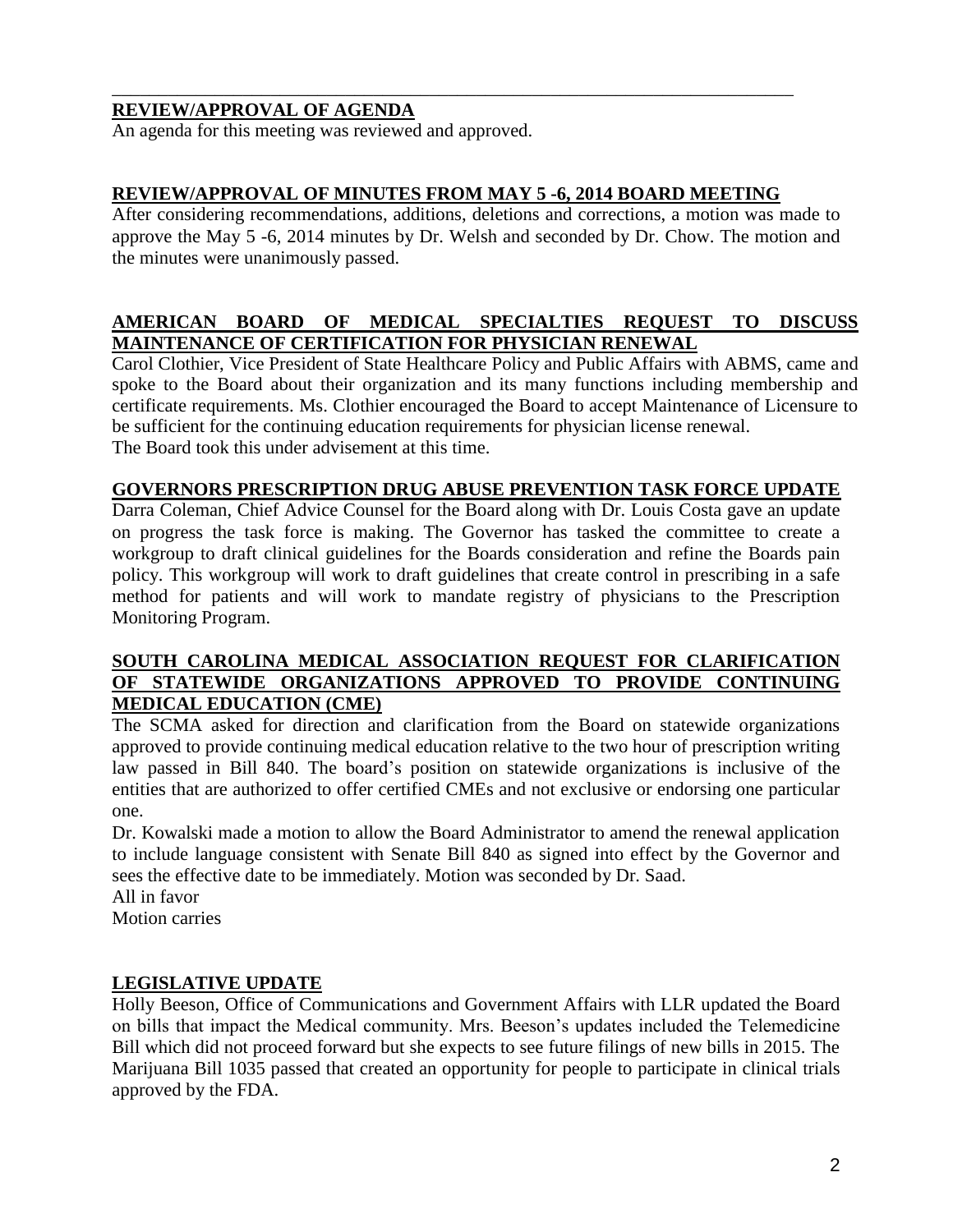## REVIEW/APPROVAL OF AGENDA

An agenda for this meeting was reviewed and approved.

## REVIEW/APPROVAL OF MINUTES FROM MAY 5 -6, 2014 BOARD MEETING

After considering recommendations, additions, deletions and corrections, a motion was made to approve the May 5 -6, 2014 minutes by Dr. Welsh and seconded by Dr. Chow. The motion and the minutes were unanimously passed.

## AMERICAN BOARD OF MEDICAL SPECIALTIES REQUEST TO DISCUSS MAINTENANCE OF CERTIFICATION FOR PHYSICIAN RENEWAL

Carol Clothier, Vice President of State Healthcare Policy and Public Affairs with ABMS, came and spoke to the Board about their organization and its many functions including membership and certificate requirements. Ms. Clothier encouraged the Board to accept Maintenance of Licensure to be sufficient for the continuing education requirements for physician license renewal.
The Board took this under advisement at this time.

## GOVERNORS PRESCRIPTION DRUG ABUSE PREVENTION TASK FORCE UPDATE

Darra Coleman, Chief Advice Counsel for the Board along with Dr. Louis Costa gave an update on progress the task force is making. The Governor has tasked the committee to create a workgroup to draft clinical guidelines for the Boards consideration and refine the Boards pain policy. This workgroup will work to draft guidelines that create control in prescribing in a safe method for patients and will work to mandate registry of physicians to the Prescription Monitoring Program.

## SOUTH CAROLINA MEDICAL ASSOCIATION REQUEST FOR CLARIFICATION OF STATEWIDE ORGANIZATIONS APPROVED TO PROVIDE CONTINUING MEDICAL EDUCATION (CME)

The SCMA asked for direction and clarification from the Board on statewide organizations approved to provide continuing medical education relative to the two hour of prescription writing law passed in Bill 840. The board's position on statewide organizations is inclusive of the entities that are authorized to offer certified CMEs and not exclusive or endorsing one particular one.

Dr. Kowalski made a motion to allow the Board Administrator to amend the renewal application to include language consistent with Senate Bill 840 as signed into effect by the Governor and sees the effective date to be immediately. Motion was seconded by Dr. Saad.
All in favor
Motion carries

## LEGISLATIVE UPDATE

Holly Beeson, Office of Communications and Government Affairs with LLR updated the Board on bills that impact the Medical community. Mrs. Beeson's updates included the Telemedicine Bill which did not proceed forward but she expects to see future filings of new bills in 2015. The Marijuana Bill 1035 passed that created an opportunity for people to participate in clinical trials approved by the FDA.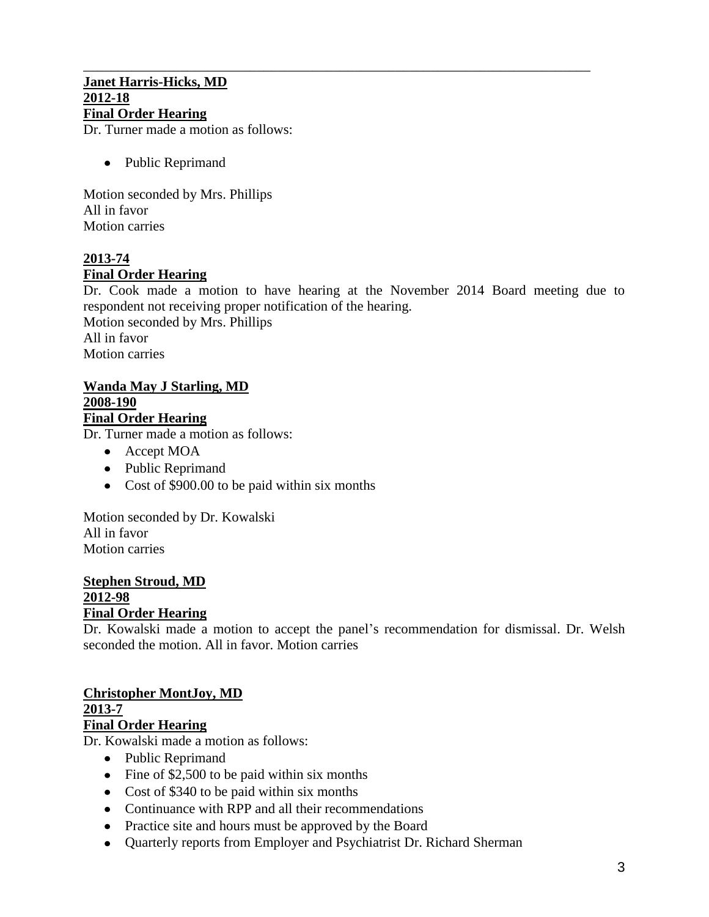---

**Janet Harris-Hicks, MD**
**2012-18**
**Final Order Hearing**

Dr. Turner made a motion as follows:

- Public Reprimand

Motion seconded by Mrs. Phillips
All in favor
Motion carries

**2013-74**
**Final Order Hearing**

Dr. Cook made a motion to have hearing at the November 2014 Board meeting due to respondent not receiving proper notification of the hearing.
Motion seconded by Mrs. Phillips
All in favor
Motion carries

**Wanda May J Starling, MD**
**2008-190**
**Final Order Hearing**

Dr. Turner made a motion as follows:

- Accept MOA
- Public Reprimand
- Cost of $900.00 to be paid within six months

Motion seconded by Dr. Kowalski
All in favor
Motion carries

**Stephen Stroud, MD**
**2012-98**
**Final Order Hearing**

Dr. Kowalski made a motion to accept the panel's recommendation for dismissal. Dr. Welsh seconded the motion. All in favor. Motion carries

**Christopher MontJoy, MD**
**2013-7**
**Final Order Hearing**

Dr. Kowalski made a motion as follows:

- Public Reprimand
- Fine of $2,500 to be paid within six months
- Cost of $340 to be paid within six months
- Continuance with RPP and all their recommendations
- Practice site and hours must be approved by the Board
- Quarterly reports from Employer and Psychiatrist Dr. Richard Sherman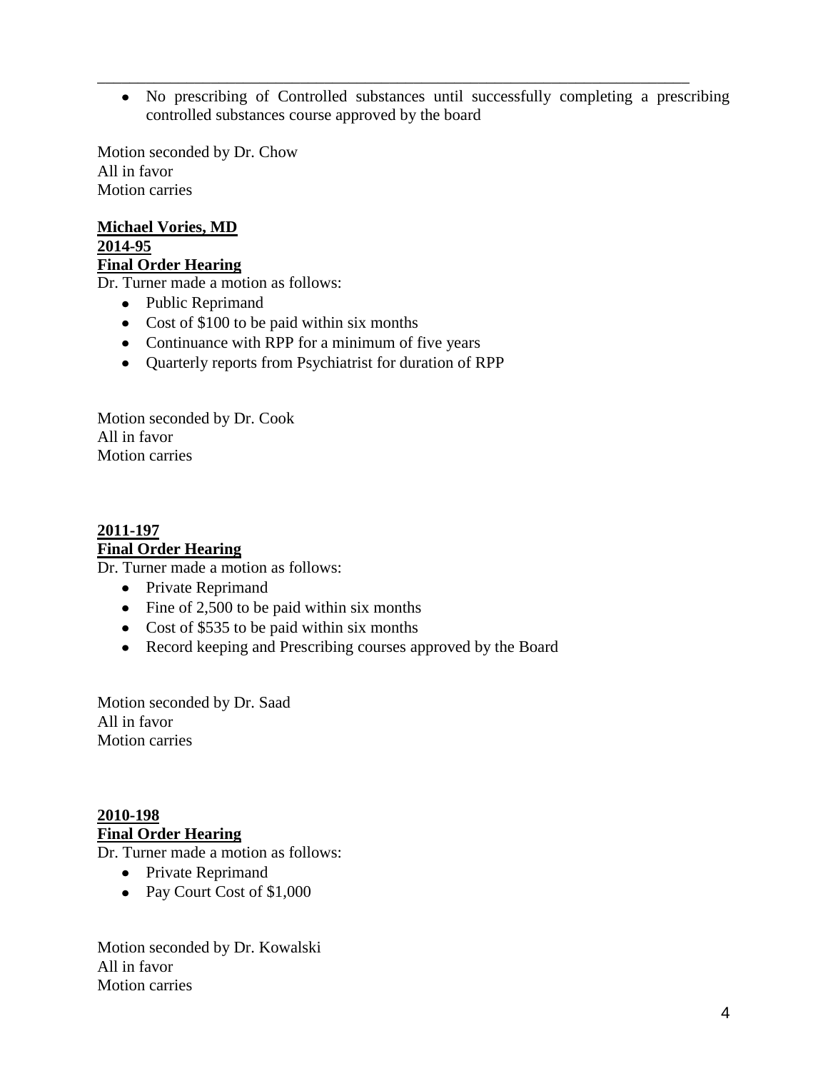- No prescribing of Controlled substances until successfully completing a prescribing controlled substances course approved by the board

Motion seconded by Dr. Chow
All in favor
Motion carries

**Michael Vories, MD**
**2014-95**
**Final Order Hearing**

Dr. Turner made a motion as follows:

- Public Reprimand
- Cost of $100 to be paid within six months
- Continuance with RPP for a minimum of five years
- Quarterly reports from Psychiatrist for duration of RPP

Motion seconded by Dr. Cook
All in favor
Motion carries

**2011-197**
**Final Order Hearing**

Dr. Turner made a motion as follows:

- Private Reprimand
- Fine of 2,500 to be paid within six months
- Cost of $535 to be paid within six months
- Record keeping and Prescribing courses approved by the Board

Motion seconded by Dr. Saad
All in favor
Motion carries

**2010-198**
**Final Order Hearing**

Dr. Turner made a motion as follows:

- Private Reprimand
- Pay Court Cost of $1,000

Motion seconded by Dr. Kowalski
All in favor
Motion carries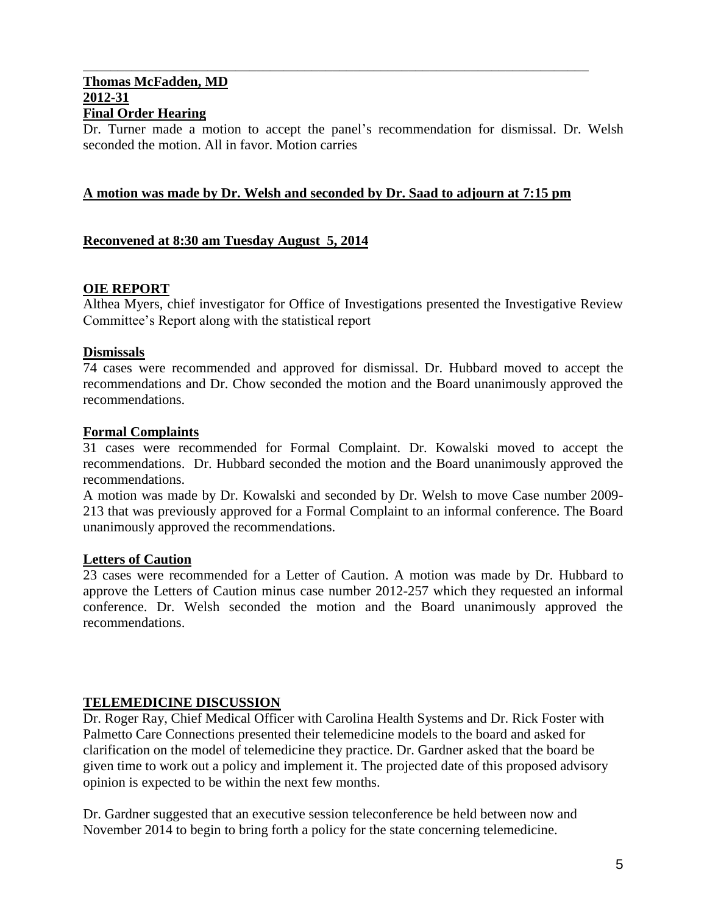**Thomas McFadden, MD**
**2012-31**
**Final Order Hearing**

Dr. Turner made a motion to accept the panel's recommendation for dismissal. Dr. Welsh seconded the motion. All in favor. Motion carries

**A motion was made by Dr. Welsh and seconded by Dr. Saad to adjourn at 7:15 pm**

**Reconvened at 8:30 am Tuesday August 5, 2014**

**OIE REPORT**

Althea Myers, chief investigator for Office of Investigations presented the Investigative Review Committee's Report along with the statistical report

**Dismissals**

74 cases were recommended and approved for dismissal. Dr. Hubbard moved to accept the recommendations and Dr. Chow seconded the motion and the Board unanimously approved the recommendations.

**Formal Complaints**

31 cases were recommended for Formal Complaint. Dr. Kowalski moved to accept the recommendations. Dr. Hubbard seconded the motion and the Board unanimously approved the recommendations.

A motion was made by Dr. Kowalski and seconded by Dr. Welsh to move Case number 2009-213 that was previously approved for a Formal Complaint to an informal conference. The Board unanimously approved the recommendations.

**Letters of Caution**

23 cases were recommended for a Letter of Caution. A motion was made by Dr. Hubbard to approve the Letters of Caution minus case number 2012-257 which they requested an informal conference. Dr. Welsh seconded the motion and the Board unanimously approved the recommendations.

**TELEMEDICINE DISCUSSION**

Dr. Roger Ray, Chief Medical Officer with Carolina Health Systems and Dr. Rick Foster with Palmetto Care Connections presented their telemedicine models to the board and asked for clarification on the model of telemedicine they practice. Dr. Gardner asked that the board be given time to work out a policy and implement it. The projected date of this proposed advisory opinion is expected to be within the next few months.

Dr. Gardner suggested that an executive session teleconference be held between now and November 2014 to begin to bring forth a policy for the state concerning telemedicine.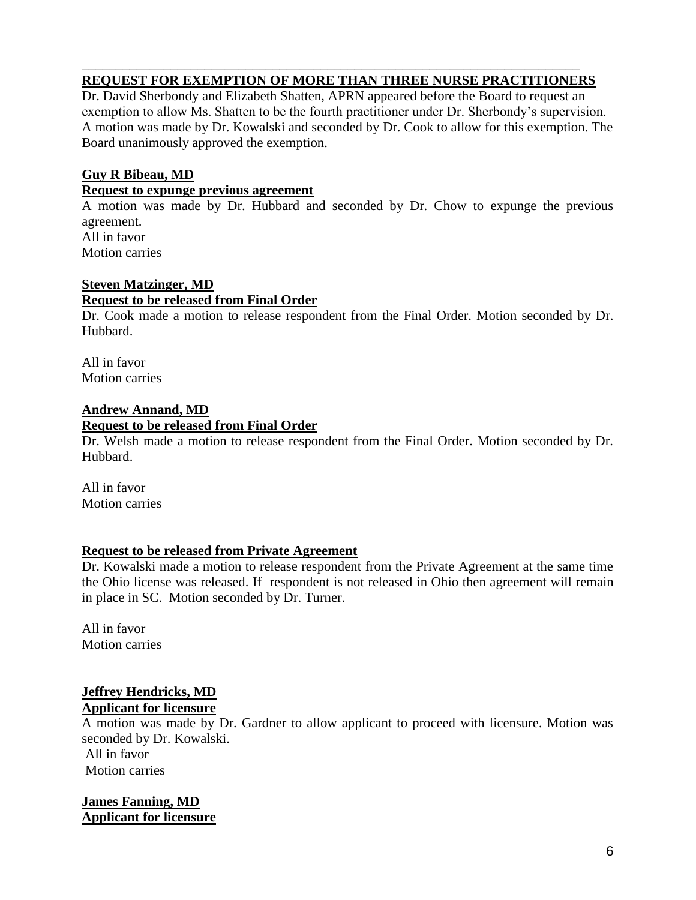**REQUEST FOR EXEMPTION OF MORE THAN THREE NURSE PRACTITIONERS**

Dr. David Sherbondy and Elizabeth Shatten, APRN appeared before the Board to request an exemption to allow Ms. Shatten to be the fourth practitioner under Dr. Sherbondy's supervision. A motion was made by Dr. Kowalski and seconded by Dr. Cook to allow for this exemption. The Board unanimously approved the exemption.

**Guy R Bibeau, MD**

**Request to expunge previous agreement**

A motion was made by Dr. Hubbard and seconded by Dr. Chow to expunge the previous agreement.
All in favor
Motion carries

**Steven Matzinger, MD**

**Request to be released from Final Order**

Dr. Cook made a motion to release respondent from the Final Order. Motion seconded by Dr. Hubbard.

All in favor
Motion carries

**Andrew Annand, MD**

**Request to be released from Final Order**

Dr. Welsh made a motion to release respondent from the Final Order. Motion seconded by Dr. Hubbard.

All in favor
Motion carries

**Request to be released from Private Agreement**

Dr. Kowalski made a motion to release respondent from the Private Agreement at the same time the Ohio license was released. If respondent is not released in Ohio then agreement will remain in place in SC. Motion seconded by Dr. Turner.

All in favor
Motion carries

**Jeffrey Hendricks, MD**

**Applicant for licensure**

A motion was made by Dr. Gardner to allow applicant to proceed with licensure. Motion was seconded by Dr. Kowalski.
All in favor
Motion carries

**James Fanning, MD**

**Applicant for licensure**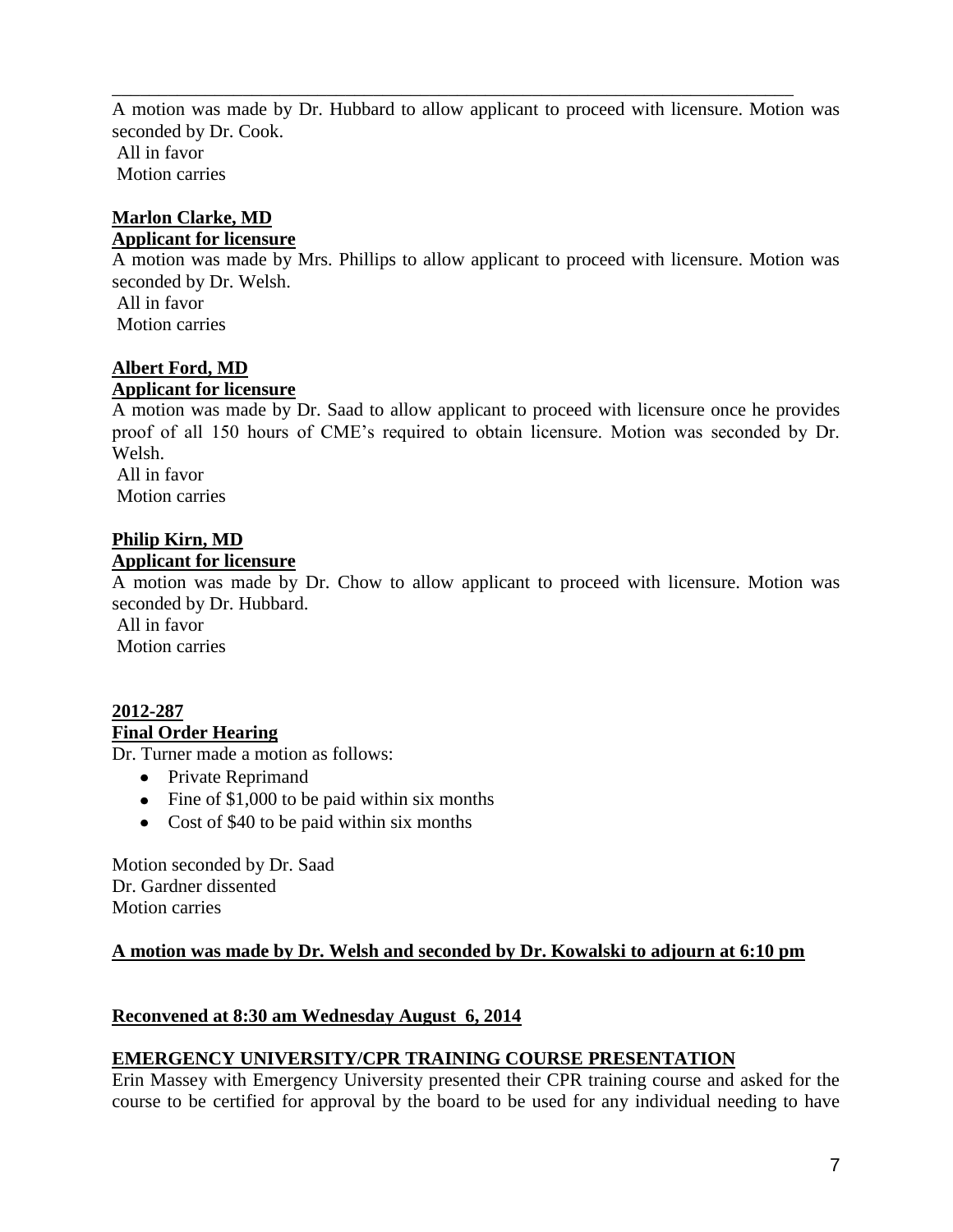A motion was made by Dr. Hubbard to allow applicant to proceed with licensure. Motion was seconded by Dr. Cook.
All in favor
Motion carries

**Marlon Clarke, MD**
**Applicant for licensure**

A motion was made by Mrs. Phillips to allow applicant to proceed with licensure. Motion was seconded by Dr. Welsh.
All in favor
Motion carries

**Albert Ford, MD**
**Applicant for licensure**

A motion was made by Dr. Saad to allow applicant to proceed with licensure once he provides proof of all 150 hours of CME's required to obtain licensure. Motion was seconded by Dr. Welsh.
All in favor
Motion carries

**Philip Kirn, MD**
**Applicant for licensure**

A motion was made by Dr. Chow to allow applicant to proceed with licensure. Motion was seconded by Dr. Hubbard.
All in favor
Motion carries

**2012-287**
**Final Order Hearing**

Dr. Turner made a motion as follows:

- Private Reprimand
- Fine of $1,000 to be paid within six months
- Cost of $40 to be paid within six months

Motion seconded by Dr. Saad
Dr. Gardner dissented
Motion carries

**A motion was made by Dr. Welsh and seconded by Dr. Kowalski to adjourn at 6:10 pm**

**Reconvened at 8:30 am Wednesday August 6, 2014**

**EMERGENCY UNIVERSITY/CPR TRAINING COURSE PRESENTATION**

Erin Massey with Emergency University presented their CPR training course and asked for the course to be certified for approval by the board to be used for any individual needing to have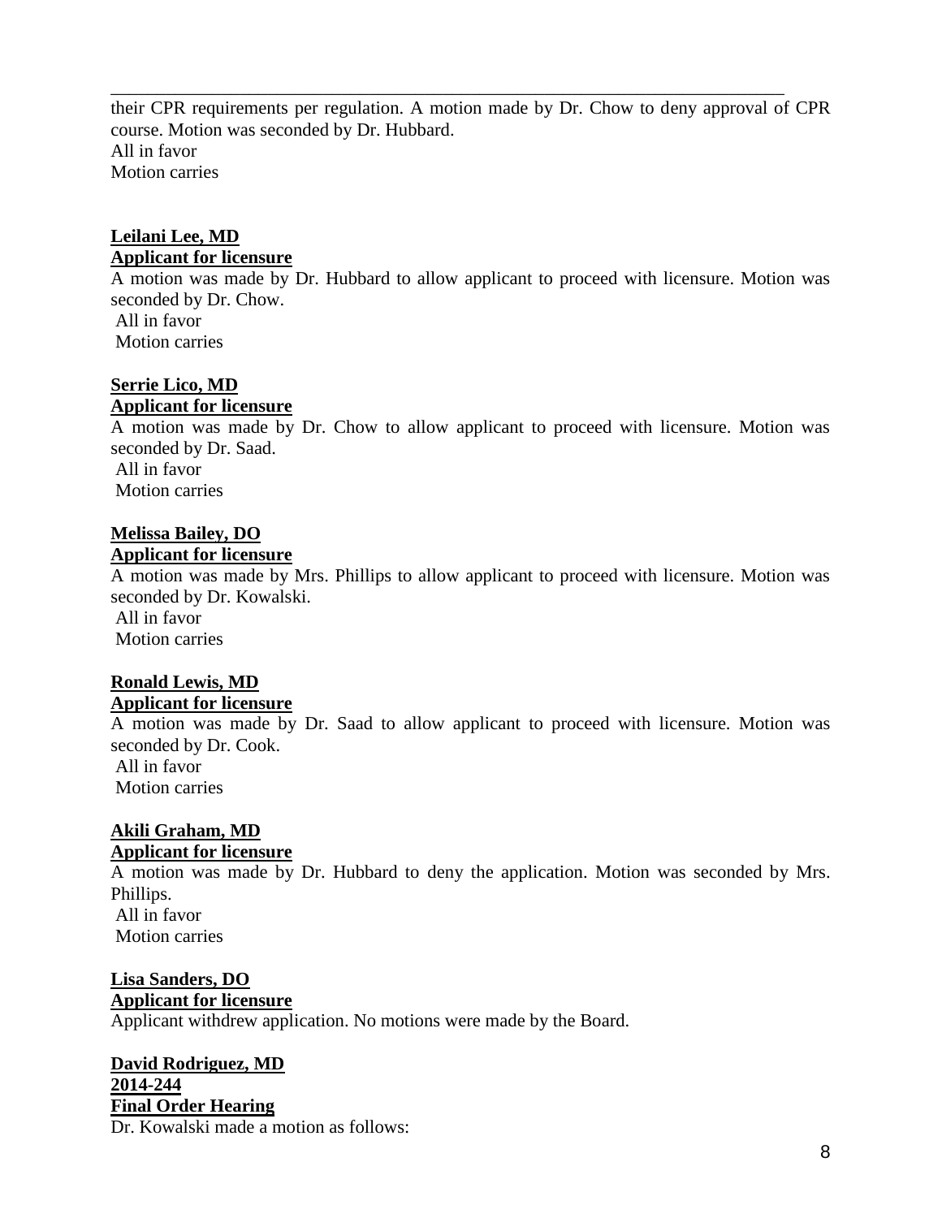their CPR requirements per regulation. A motion made by Dr. Chow to deny approval of CPR course. Motion was seconded by Dr. Hubbard.
All in favor
Motion carries

**Leilani Lee, MD**
**Applicant for licensure**
A motion was made by Dr. Hubbard to allow applicant to proceed with licensure. Motion was seconded by Dr. Chow.
All in favor
Motion carries

**Serrie Lico, MD**
**Applicant for licensure**
A motion was made by Dr. Chow to allow applicant to proceed with licensure. Motion was seconded by Dr. Saad.
All in favor
Motion carries

**Melissa Bailey, DO**
**Applicant for licensure**
A motion was made by Mrs. Phillips to allow applicant to proceed with licensure. Motion was seconded by Dr. Kowalski.
All in favor
Motion carries

**Ronald Lewis, MD**
**Applicant for licensure**
A motion was made by Dr. Saad to allow applicant to proceed with licensure. Motion was seconded by Dr. Cook.
All in favor
Motion carries

**Akili Graham, MD**
**Applicant for licensure**
A motion was made by Dr. Hubbard to deny the application. Motion was seconded by Mrs. Phillips.
All in favor
Motion carries

**Lisa Sanders, DO**
**Applicant for licensure**
Applicant withdrew application. No motions were made by the Board.

**David Rodriguez, MD**
**2014-244**
**Final Order Hearing**
Dr. Kowalski made a motion as follows: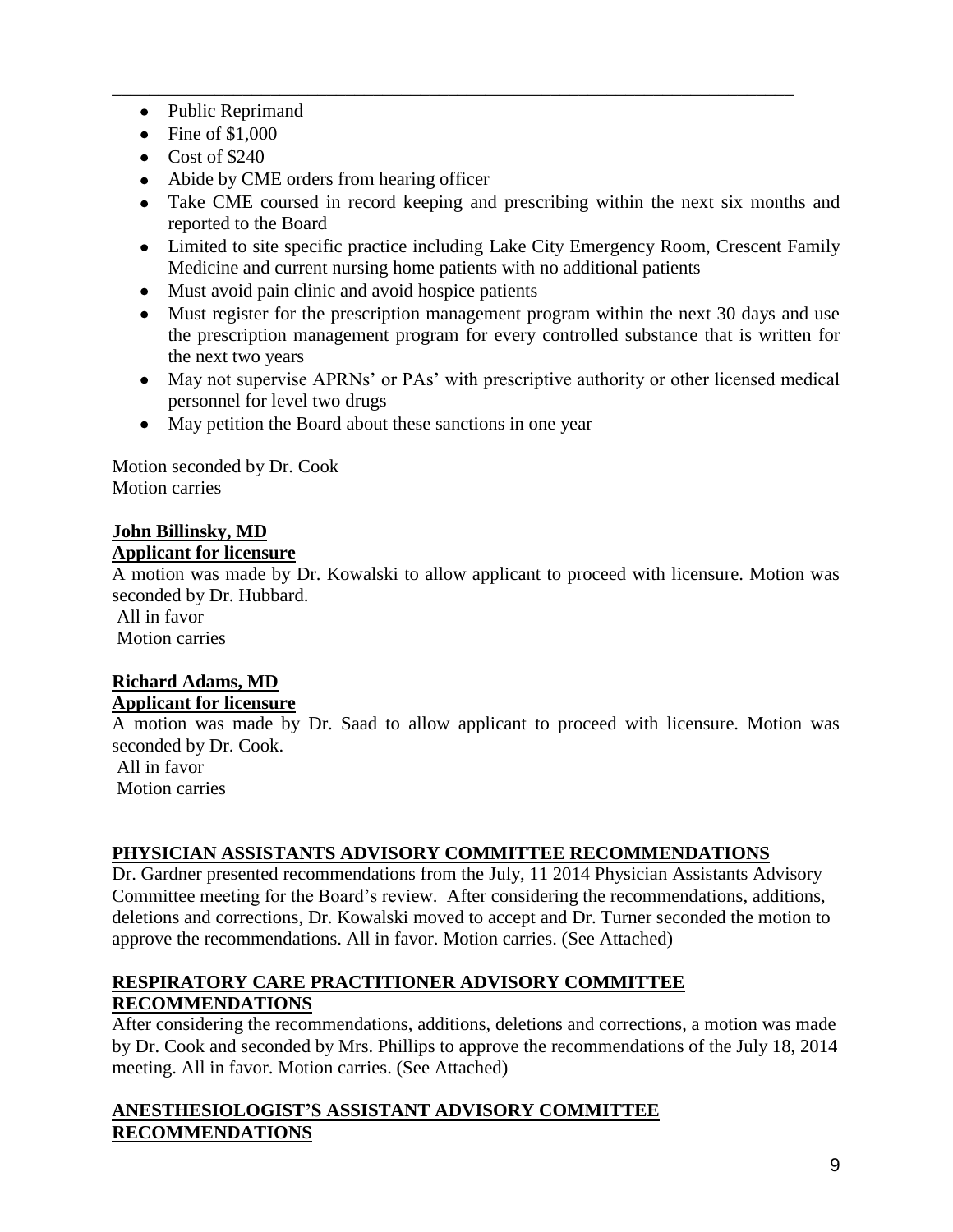- Public Reprimand
- Fine of $1,000
- Cost of $240
- Abide by CME orders from hearing officer
- Take CME coursed in record keeping and prescribing within the next six months and reported to the Board
- Limited to site specific practice including Lake City Emergency Room, Crescent Family Medicine and current nursing home patients with no additional patients
- Must avoid pain clinic and avoid hospice patients
- Must register for the prescription management program within the next 30 days and use the prescription management program for every controlled substance that is written for the next two years
- May not supervise APRNs' or PAs' with prescriptive authority or other licensed medical personnel for level two drugs
- May petition the Board about these sanctions in one year

Motion seconded by Dr. Cook
Motion carries

**John Billinsky, MD**
**Applicant for licensure**

A motion was made by Dr. Kowalski to allow applicant to proceed with licensure. Motion was seconded by Dr. Hubbard.
All in favor
Motion carries

**Richard Adams, MD**
**Applicant for licensure**

A motion was made by Dr. Saad to allow applicant to proceed with licensure. Motion was seconded by Dr. Cook.
All in favor
Motion carries

## PHYSICIAN ASSISTANTS ADVISORY COMMITTEE RECOMMENDATIONS

Dr. Gardner presented recommendations from the July, 11 2014 Physician Assistants Advisory Committee meeting for the Board's review. After considering the recommendations, additions, deletions and corrections, Dr. Kowalski moved to accept and Dr. Turner seconded the motion to approve the recommendations. All in favor. Motion carries. (See Attached)

## RESPIRATORY CARE PRACTITIONER ADVISORY COMMITTEE RECOMMENDATIONS

After considering the recommendations, additions, deletions and corrections, a motion was made by Dr. Cook and seconded by Mrs. Phillips to approve the recommendations of the July 18, 2014 meeting. All in favor. Motion carries. (See Attached)

## ANESTHESIOLOGIST'S ASSISTANT ADVISORY COMMITTEE RECOMMENDATIONS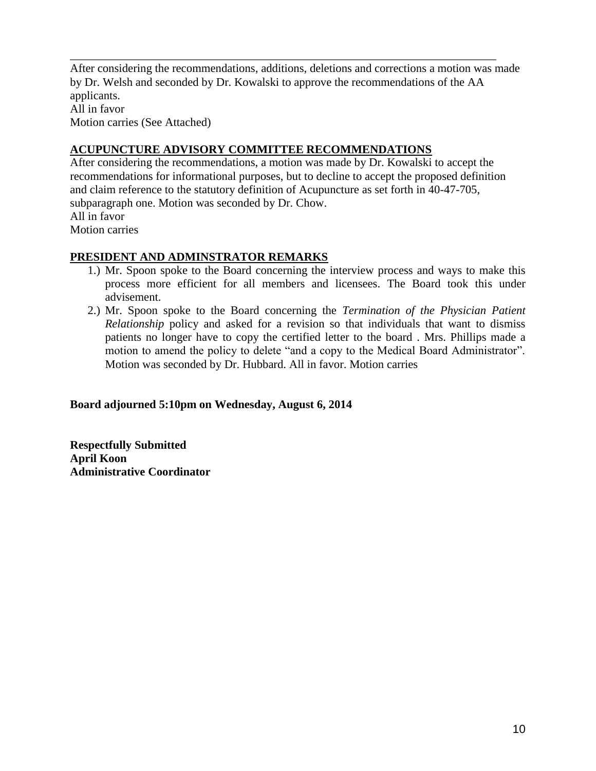After considering the recommendations, additions, deletions and corrections a motion was made by Dr. Welsh and seconded by Dr. Kowalski to approve the recommendations of the AA applicants.
All in favor
Motion carries (See Attached)

**ACUPUNCTURE ADVISORY COMMITTEE RECOMMENDATIONS**

After considering the recommendations, a motion was made by Dr. Kowalski to accept the recommendations for informational purposes, but to decline to accept the proposed definition and claim reference to the statutory definition of Acupuncture as set forth in 40-47-705, subparagraph one. Motion was seconded by Dr. Chow.
All in favor
Motion carries

**PRESIDENT AND ADMINSTRATOR REMARKS**

1.) Mr. Spoon spoke to the Board concerning the interview process and ways to make this process more efficient for all members and licensees. The Board took this under advisement.
2.) Mr. Spoon spoke to the Board concerning the *Termination of the Physician Patient Relationship* policy and asked for a revision so that individuals that want to dismiss patients no longer have to copy the certified letter to the board . Mrs. Phillips made a motion to amend the policy to delete "and a copy to the Medical Board Administrator". Motion was seconded by Dr. Hubbard. All in favor. Motion carries

**Board adjourned 5:10pm on Wednesday, August 6, 2014**

**Respectfully Submitted**
**April Koon**
**Administrative Coordinator**